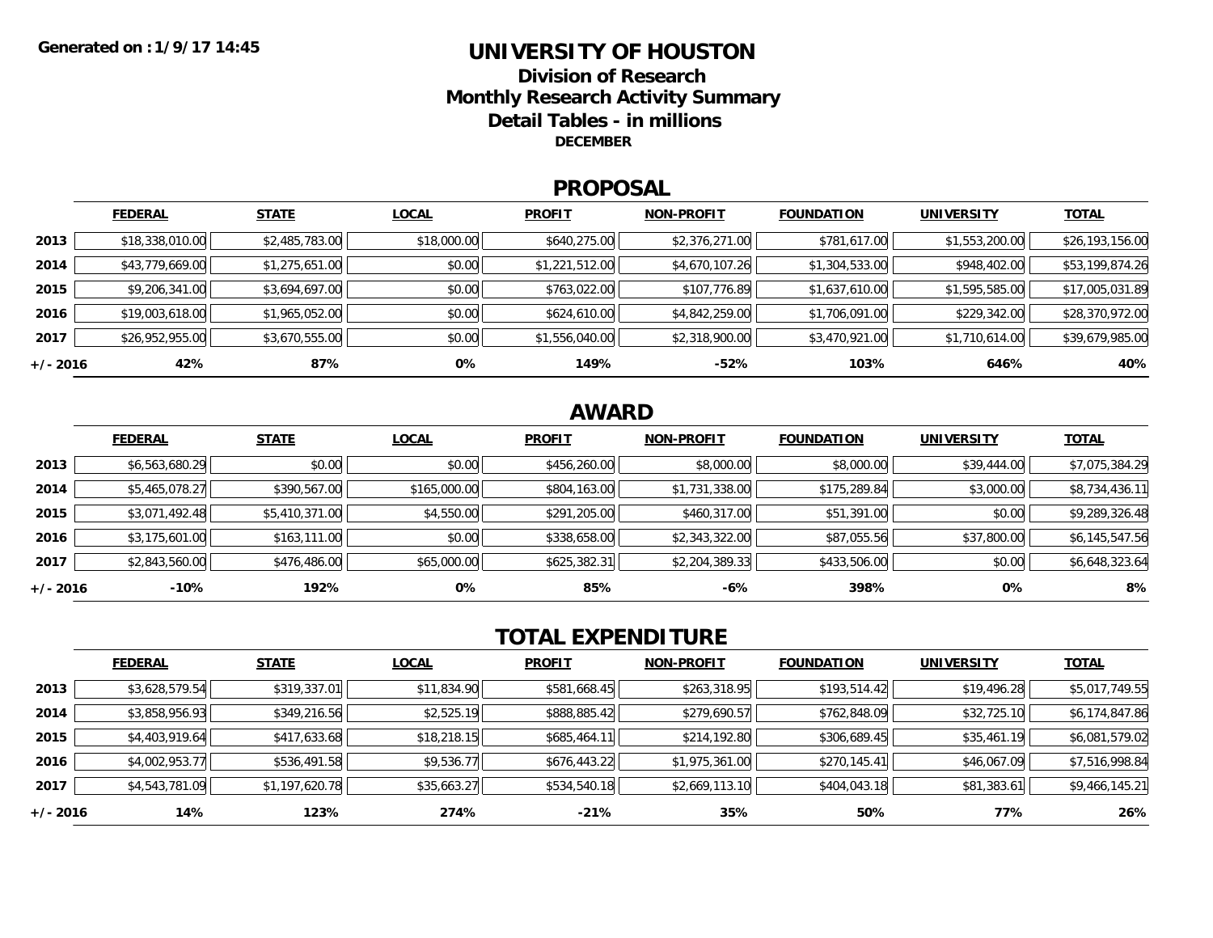Generated on : 1/9/17 14:45

# UNIVERSITY OF HOUSTON

## Division of Research

## Monthly Research Activity Summary

## Detail Tables - in millions

**DECEMBER**

## PROPOSAL

| | FEDERAL | STATE | LOCAL | PROFIT | NON-PROFIT | FOUNDATION | UNIVERSITY | TOTAL |
|---|---|---|---|---|---|---|---|---|
| **2013** | $18,338,010.00 | $2,485,783.00 | $18,000.00 | $640,275.00 | $2,376,271.00 | $781,617.00 | $1,553,200.00 | $26,193,156.00 |
| **2014** | $43,779,669.00 | $1,275,651.00 | $0.00 | $1,221,512.00 | $4,670,107.26 | $1,304,533.00 | $948,402.00 | $53,199,874.26 |
| **2015** | $9,206,341.00 | $3,694,697.00 | $0.00 | $763,022.00 | $107,776.89 | $1,637,610.00 | $1,595,585.00 | $17,005,031.89 |
| **2016** | $19,003,618.00 | $1,965,052.00 | $0.00 | $624,610.00 | $4,842,259.00 | $1,706,091.00 | $229,342.00 | $28,370,972.00 |
| **2017** | $26,952,955.00 | $3,670,555.00 | $0.00 | $1,556,040.00 | $2,318,900.00 | $3,470,921.00 | $1,710,614.00 | $39,679,985.00 |
| **+/- 2016** | **42%** | **87%** | **0%** | **149%** | **-52%** | **103%** | **646%** | **40%** |

## AWARD

| | FEDERAL | STATE | LOCAL | PROFIT | NON-PROFIT | FOUNDATION | UNIVERSITY | TOTAL |
|---|---|---|---|---|---|---|---|---|
| **2013** | $6,563,680.29 | $0.00 | $0.00 | $456,260.00 | $8,000.00 | $8,000.00 | $39,444.00 | $7,075,384.29 |
| **2014** | $5,465,078.27 | $390,567.00 | $165,000.00 | $804,163.00 | $1,731,338.00 | $175,289.84 | $3,000.00 | $8,734,436.11 |
| **2015** | $3,071,492.48 | $5,410,371.00 | $4,550.00 | $291,205.00 | $460,317.00 | $51,391.00 | $0.00 | $9,289,326.48 |
| **2016** | $3,175,601.00 | $163,111.00 | $0.00 | $338,658.00 | $2,343,322.00 | $87,055.56 | $37,800.00 | $6,145,547.56 |
| **2017** | $2,843,560.00 | $476,486.00 | $65,000.00 | $625,382.31 | $2,204,389.33 | $433,506.00 | $0.00 | $6,648,323.64 |
| **+/- 2016** | **-10%** | **192%** | **0%** | **85%** | **-6%** | **398%** | **0%** | **8%** |

## TOTAL EXPENDITURE

| | FEDERAL | STATE | LOCAL | PROFIT | NON-PROFIT | FOUNDATION | UNIVERSITY | TOTAL |
|---|---|---|---|---|---|---|---|---|
| **2013** | $3,628,579.54 | $319,337.01 | $11,834.90 | $581,668.45 | $263,318.95 | $193,514.42 | $19,496.28 | $5,017,749.55 |
| **2014** | $3,858,956.93 | $349,216.56 | $2,525.19 | $888,885.42 | $279,690.57 | $762,848.09 | $32,725.10 | $6,174,847.86 |
| **2015** | $4,403,919.64 | $417,633.68 | $18,218.15 | $685,464.11 | $214,192.80 | $306,689.45 | $35,461.19 | $6,081,579.02 |
| **2016** | $4,002,953.77 | $536,491.58 | $9,536.77 | $676,443.22 | $1,975,361.00 | $270,145.41 | $46,067.09 | $7,516,998.84 |
| **2017** | $4,543,781.09 | $1,197,620.78 | $35,663.27 | $534,540.18 | $2,669,113.10 | $404,043.18 | $81,383.61 | $9,466,145.21 |
| **+/- 2016** | **14%** | **123%** | **274%** | **-21%** | **35%** | **50%** | **77%** | **26%** |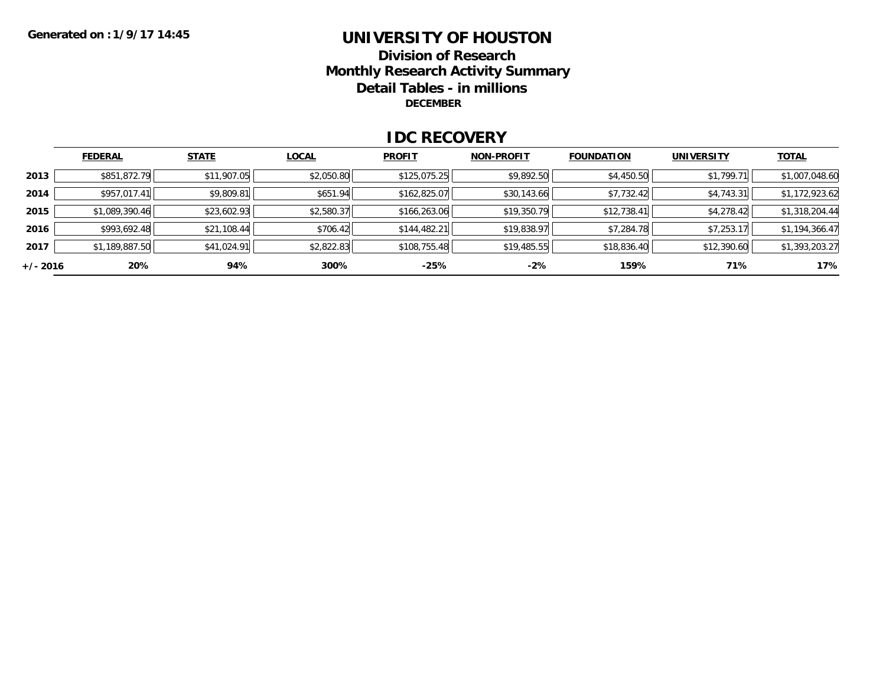**Generated on : 1/9/17 14:45**

# UNIVERSITY OF HOUSTON

## Division of Research
## Monthly Research Activity Summary
## Detail Tables - in millions

**DECEMBER**

## IDC RECOVERY

| | FEDERAL | STATE | LOCAL | PROFIT | NON-PROFIT | FOUNDATION | UNIVERSITY | TOTAL |
|---|---|---|---|---|---|---|---|---|
| **2013** | $851,872.79 | $11,907.05 | $2,050.80 | $125,075.25 | $9,892.50 | $4,450.50 | $1,799.71 | $1,007,048.60 |
| **2014** | $957,017.41 | $9,809.81 | $651.94 | $162,825.07 | $30,143.66 | $7,732.42 | $4,743.31 | $1,172,923.62 |
| **2015** | $1,089,390.46 | $23,602.93 | $2,580.37 | $166,263.06 | $19,350.79 | $12,738.41 | $4,278.42 | $1,318,204.44 |
| **2016** | $993,692.48 | $21,108.44 | $706.42 | $144,482.21 | $19,838.97 | $7,284.78 | $7,253.17 | $1,194,366.47 |
| **2017** | $1,189,887.50 | $41,024.91 | $2,822.83 | $108,755.48 | $19,485.55 | $18,836.40 | $12,390.60 | $1,393,203.27 |
| **+/- 2016** | **20%** | **94%** | **300%** | **-25%** | **-2%** | **159%** | **71%** | **17%** |